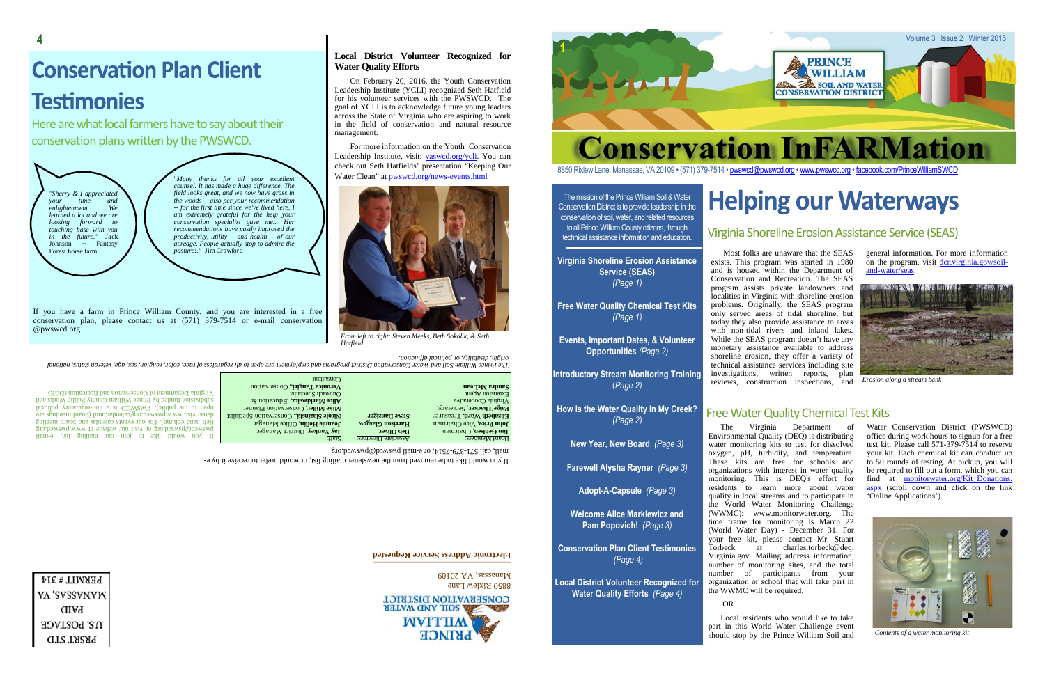# Conservation Plan Client Testimonies

Here are what local farmers have to say about their conservation plans written by the PWSWCD.

*"Sherry & I appreciated your time and enlightenment We learned a lot and we are looking forward to touching base with you in the future."* Jack Johnson ~ Fantasy Forest horse farm

*"Many thanks for all your excellent counsel. It has made a huge difference. The field looks great, and we now have grass in the woods -- also per your recommendation -- for the first time since we've lived here. I am extremely grateful for the help your conservation specialist gave me... Her recommendations have vastly improved the productivity, utility -- and health -- of our acreage. People actually stop to admire the pasture!."* Jim Crawford

If you have a farm in Prince William County, and you are interested in a free conservation plan, please contact us at (571) 379-7514 or e-mail conservation @pwswcd.org

## Local District Volunteer Recognized for Water Quality Efforts

On February 20, 2016, the Youth Conservation Leadership Institute (YCLI) recognized Seth Hatfield for his volunteer services with the PWSWCD. The goal of YCLI is to acknowledge future young leaders across the State of Virginia who are aspiring to work in the field of conservation and natural resource management.

For more information on the Youth Conservation Leadership Institute, visit: vaswcd.org/ycli. You can check out Seth Hatfields' presentation "Keeping Our Water Clean" at pwswcd.org/news-events.html

*From left to right: Steven Meeks, Beth Sokolik, & Seth Hatfield*

*The Prince William Soil and Water Conservation District programs and employment are open to all regardless of race, color, religion, sex, age, veteran status, national origin, disability, or political affiliation.*

| Board Members: | Associate Directors: | Staff: |
|---|---|---|
| **Jim Gehlsen**, Chairman | **Deb Oliver** | **Jay Yankey**, District Manager |
| **John Price**, Vice Chairman | **Harrison Glasgow** | **Jeannie Heflin**, Office Manager |
| **Elizabeth Ward**, Treasurer | **Steve Danziger** | **Nicole Slazinski**, Conservation Specialist |
| **Paige Thacker**, Secretary, Virginia Cooperative Extension Agent | | **Mike Miller**, Conservation Planner |
| **Sandra McLean** | | **Alice Markiewicz**, Education & Outreach Specialist |
| | | **Veronica Tangiri**, Conservation Consultant |

If you would like to join our mailing list, e-mail pwswcd@pwswcd.org or visit our website at www.pwswcd.org (left hand column). For our events calendar and board meeting dates, visit www.pwswcd.org/calendar.html (board meetings are open to the public). PWSWCD is a non-regulatory political subdivision funded by Prince William County Public Works and Virginia Department of Conservation and Recreation (DCR).

If you would like to be removed from the newsletter mailing list, or would prefer to receive it by e-mail, call 571-379-7514, or e-mail pwswcd@pwswcd.org

Prince William Soil and Water Conservation District
8850 Rixlew Lane
Manassas, VA 20109

**Electronic Address Service Requested**

PRSRT STD
U.S. POSTAGE
PAID
MANASSAS, VA
PERMIT # 314

Volume 3 | Issue 2 | Winter 2015

PRINCE WILLIAM SOIL AND WATER CONSERVATION DISTRICT

# Conservation InFARMation

8850 Rixlew Lane, Manassas, VA 20109 • (571) 379-7514 • pwswcd@pwswcd.org • www.pwswcd.org • facebook.com/PrinceWilliamSWCD

The mission of the Prince William Soil & Water Conservation District is to provide leadership in the conservation of soil, water, and related resources to all Prince William County citizens, through technical assistance information and education.

**Virginia Shoreline Erosion Assistance Service (SEAS)** *(Page 1)*

**Free Water Quality Chemical Test Kits** *(Page 1)*

**Events, Important Dates, & Volunteer Opportunities** *(Page 2)*

**Introductory Stream Monitoring Training** *(Page 2)*

**How is the Water Quality in My Creek?** *(Page 2)*

**New Year, New Board** *(Page 3)*

**Farewell Alysha Rayner** *(Page 3)*

**Adopt-A-Capsule** *(Page 3)*

**Welcome Alice Markiewicz and Pam Popovich!** *(Page 3)*

**Conservation Plan Client Testimonies** *(Page 4)*

**Local District Volunteer Recognized for Water Quality Efforts** *(Page 4)*

# Helping our Waterways

## Virginia Shoreline Erosion Assistance Service (SEAS)

Most folks are unaware that the SEAS exists. This program was started in 1980 and is housed within the Department of Conservation and Recreation. The SEAS program assists private landowners and localities in Virginia with shoreline erosion problems. Originally, the SEAS program only served areas of tidal shoreline, but today they also provide assistance to areas with non-tidal rivers and inland lakes. While the SEAS program doesn't have any monetary assistance available to address shoreline erosion, they offer a variety of technical assistance services including site investigations, written reports, plan reviews, construction inspections, and general information. For more information on the program, visit dcr.virginia.gov/soil-and-water/seas.

*Erosion along a stream bank*

## Free Water Quality Chemical Test Kits

The Virginia Department of Environmental Quality (DEQ) is distributing water monitoring kits to test for dissolved oxygen, pH, turbidity, and temperature. These kits are free for schools and organizations with interest in water quality monitoring. This is DEQ's effort for residents to learn more about water quality in local streams and to participate in the World Water Monitoring Challenge (WWMC): www.monitorwater.org. The time frame for monitoring is March 22 (World Water Day) - December 31. For your free kit, please contact Mr. Stuart Torbeck at charles.torbeck@deq. Virginia.gov. Mailing address information, number of monitoring sites, and the total number of participants from your organization or school that will take part in the WWMC will be required.

OR

Local residents who would like to take part in this World Water Challenge event should stop by the Prince William Soil and Water Conservation District (PWSWCD) office during work hours to signup for a free test kit. Please call 571-379-7514 to reserve your kit. Each chemical kit can conduct up to 50 rounds of testing. At pickup, you will be required to fill out a form, which you can find at monitorwater.org/Kit_Donations.aspx (scroll down and click on the link 'Online Applications').

*Contents of a water monitoring kit*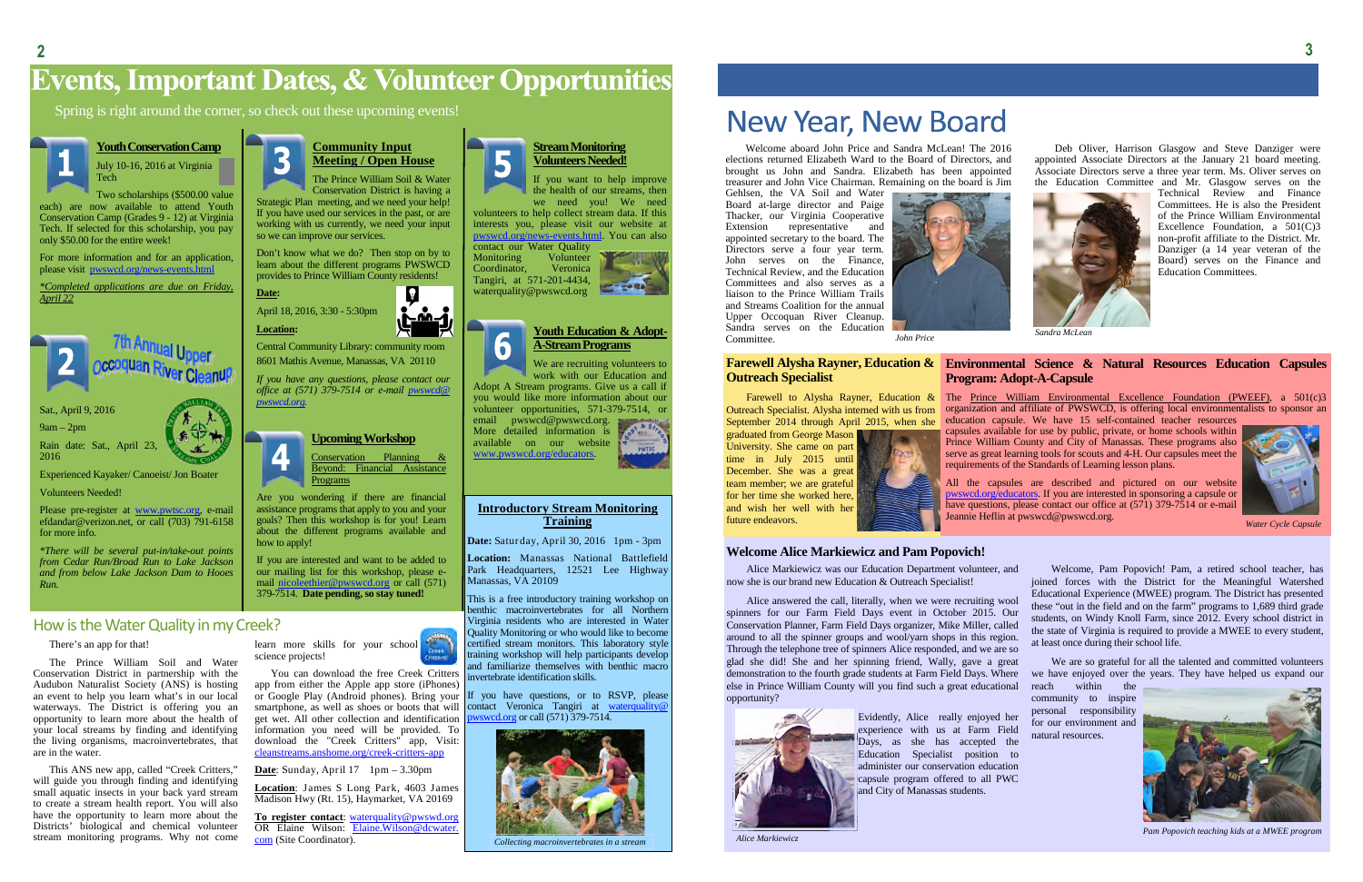# Events, Important Dates, & Volunteer Opportunities

Spring is right around the corner, so check out these upcoming events!

## 1 Youth Conservation Camp

July 10-16, 2016 at Virginia Tech

Two scholarships ($500.00 value each) are now available to attend Youth Conservation Camp (Grades 9 - 12) at Virginia Tech. If selected for this scholarship, you pay only $50.00 for the entire week!

For more information and for an application, please visit pwswcd.org/news-events.html

*Completed applications are due on Friday, April 22*

## 2 7th Annual Upper Occoquan River Cleanup

Sat., April 9, 2016

9am – 2pm

Rain date: Sat., April 23, 2016

Experienced Kayaker/ Canoeist/ Jon Boater

Volunteers Needed!

Please pre-register at www.pwtsc.org, e-mail efdandar@verizon.net, or call (703) 791-6158 for more info.

*There will be several put-in/take-out points from Cedar Run/Broad Run to Lake Jackson and from below Lake Jackson Dam to Hooes Run.*

## 3 Community Input Meeting / Open House

The Prince William Soil & Water Conservation District is having a Strategic Plan meeting, and we need your help! If you have used our services in the past, or are working with us currently, we need your input so we can improve our services.

Don't know what we do? Then stop on by to learn about the different programs PWSWCD provides to Prince William County residents!

**Date:**

April 18, 2016, 3:30 - 5:30pm

**Location:**

Central Community Library: community room

8601 Mathis Avenue, Manassas, VA 20110

*If you have any questions, please contact our office at (571) 379-7514 or e-mail pwswcd@pwswcd.org.*

## 4 Upcoming Workshop

Conservation Planning & Beyond: Financial Assistance Programs

Are you wondering if there are financial assistance programs that apply to you and your goals? Then this workshop is for you! Learn about the different programs available and how to apply!

If you are interested and want to be added to our mailing list for this workshop, please e-mail nicoleethier@pwswcd.org or call (571) 379-7514. **Date pending, so stay tuned!**

## 5 Stream Monitoring Volunteers Needed!

If you want to help improve the health of our streams, then we need you! We need volunteers to help collect stream data. If this interests you, please visit our website at pwswcd.org/news-events.html. You can also contact our Water Quality Monitoring Volunteer Coordinator, Veronica Tangiri, at 571-201-4434, waterquality@pwswcd.org

## 6 Youth Education & Adopt-A-Stream Programs

We are recruiting volunteers to work with our Education and Adopt A Stream programs. Give us a call if you would like more information about our volunteer opportunities, 571-379-7514, or email pwswcd@pwswcd.org. More detailed information is available on our website www.pwswcd.org/educators.

## Introductory Stream Monitoring Training

**Date:** Saturday, April 30, 2016 1pm - 3pm

**Location:** Manassas National Battlefield Park Headquarters, 12521 Lee Highway Manassas, VA 20109

This is a free introductory training workshop on benthic macroinvertebrates for all Northern Virginia residents who are interested in Water Quality Monitoring or who would like to become certified stream monitors. This laboratory style training workshop will help participants develop and familiarize themselves with benthic macro invertebrate identification skills.

If you have questions, or to RSVP, please contact Veronica Tangiri at waterquality@pwswcd.org or call (571) 379-7514.

*Collecting macroinvertebrates in a stream*

## How is the Water Quality in my Creek?

There's an app for that!

The Prince William Soil and Water Conservation District in partnership with the Audubon Naturalist Society (ANS) is hosting an event to help you learn what's in our local waterways. The District is offering you an opportunity to learn more about the health of your local streams by finding and identifying the living organisms, macroinvertebrates, that are in the water.

This ANS new app, called "Creek Critters," will guide you through finding and identifying small aquatic insects in your back yard stream to create a stream health report. You will also have the opportunity to learn more about the Districts' biological and chemical volunteer stream monitoring programs. Why not come learn more skills for your school science projects!

You can download the free Creek Critters app from either the Apple app store (iPhones) or Google Play (Android phones). Bring your smartphone, as well as shoes or boots that will get wet. All other collection and identification information you need will be provided. To download the "Creek Critters" app, Visit: cleanstreams.anshome.org/creek-critters-app

**Date**: Sunday, April 17 1pm – 3.30pm

**Location**: James S Long Park, 4603 James Madison Hwy (Rt. 15), Haymarket, VA 20169

**To register contact**: waterquality@pwswd.org OR Elaine Wilson: Elaine.Wilson@dcwater.com (Site Coordinator).

# New Year, New Board

Welcome aboard John Price and Sandra McLean! The 2016 elections returned Elizabeth Ward to the Board of Directors, and brought us John and Sandra. Elizabeth has been appointed treasurer and John Vice Chairman. Remaining on the board is Jim Gehlsen, the VA Soil and Water Board at-large director and Paige Thacker, our Virginia Cooperative Extension representative and appointed secretary to the board. The Directors serve a four year term. John serves on the Finance, Technical Review, and the Education Committees and also serves as a liaison to the Prince William Trails and Streams Coalition for the annual Upper Occoquan River Cleanup. Sandra serves on the Education Committee.

*John Price*

Deb Oliver, Harrison Glasgow and Steve Danziger were appointed Associate Directors at the January 21 board meeting. Associate Directors serve a three year term. Ms. Oliver serves on the Education Committee and Mr. Glasgow serves on the Technical Review and Finance Committees. He is also the President of the Prince William Environmental Excellence Foundation, a 501(C)3 non-profit affiliate to the District. Mr. Danziger (a 14 year veteran of the Board) serves on the Finance and Education Committees.

*Sandra McLean*

## Farewell Alysha Rayner, Education & Outreach Specialist

Farewell to Alysha Rayner, Education & Outreach Specialist. Alysha interned with us from September 2014 through April 2015, when she graduated from George Mason University. She came on part time in July 2015 until December. She was a great team member; we are grateful for her time she worked here, and wish her well with her future endeavors.

## Environmental Science & Natural Resources Education Capsules Program: Adopt-A-Capsule

The Prince William Environmental Excellence Foundation (PWEEF), a 501(c)3 organization and affiliate of PWSWCD, is offering local environmentalists to sponsor an education capsule. We have 15 self-contained teacher resources capsules available for use by public, private, or home schools within Prince William County and City of Manassas. These programs also serve as great learning tools for scouts and 4-H. Our capsules meet the requirements of the Standards of Learning lesson plans.

All the capsules are described and pictured on our website pwswcd.org/educators. If you are interested in sponsoring a capsule or have questions, please contact our office at (571) 379-7514 or e-mail Jeannie Heflin at pwswcd@pwswcd.org.

*Water Cycle Capsule*

## Welcome Alice Markiewicz and Pam Popovich!

Alice Markiewicz was our Education Department volunteer, and now she is our brand new Education & Outreach Specialist!

Alice answered the call, literally, when we were recruiting wool spinners for our Farm Field Days event in October 2015. Our Conservation Planner, Farm Field Days organizer, Mike Miller, called around to all the spinner groups and wool/yarn shops in this region. Through the telephone tree of spinners Alice responded, and we are so glad she did! She and her spinning friend, Wally, gave a great demonstration to the fourth grade students at Farm Field Days. Where else in Prince William County will you find such a great educational opportunity?

Evidently, Alice really enjoyed her experience with us at Farm Field Days, as she has accepted the Education Specialist position to administer our conservation education capsule program offered to all PWC and City of Manassas students.

*Alice Markiewicz*

Welcome, Pam Popovich! Pam, a retired school teacher, has joined forces with the District for the Meaningful Watershed Educational Experience (MWEE) program. The District has presented these "out in the field and on the farm" programs to 1,689 third grade students, on Windy Knoll Farm, since 2012. Every school district in the state of Virginia is required to provide a MWEE to every student, at least once during their school life.

We are so grateful for all the talented and committed volunteers we have enjoyed over the years. They have helped us expand our reach within the community to inspire personal responsibility for our environment and natural resources.

*Pam Popovich teaching kids at a MWEE program*